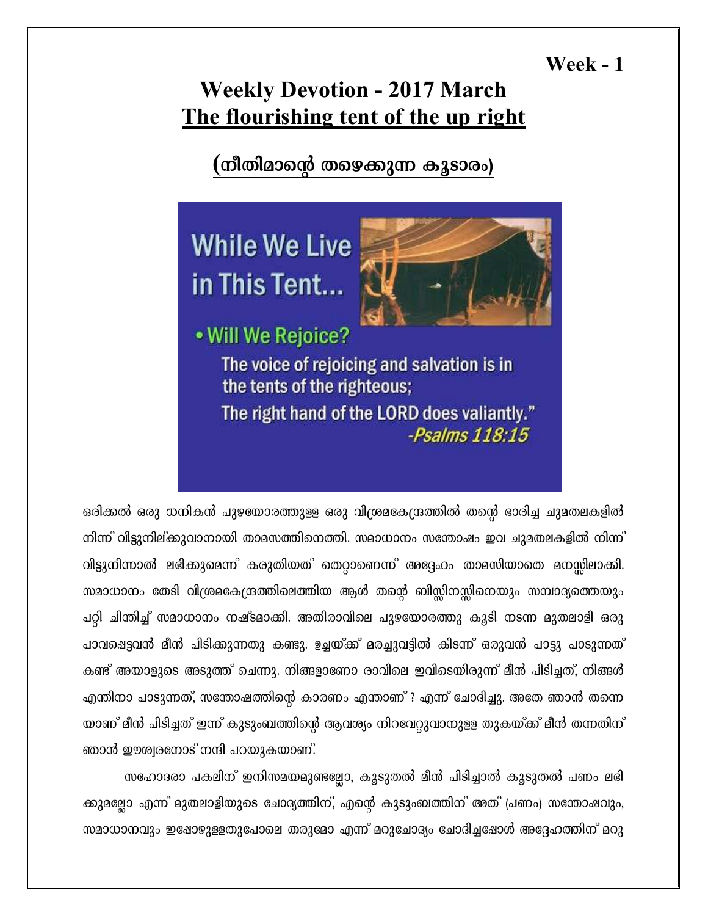**Week - 1**

# Weekly Devotion - 2017 March

## <u>The flourishing tent of the up right</u>

## <u>(നീതിമാന്റെ തഴെക്കുന്ന കൂടാരം)</u>

While We Live in This Tent...

- Will We Rejoice?

The voice of rejoicing and salvation is in the tents of the righteous;
The right hand of the LORD does valiantly."
*-Psalms 118:15*

ഒരിക്കൽ ഒരു ധനികൻ പുഴയോരത്തുള്ള ഒരു വിശ്രമകേന്ദ്രത്തിൽ തന്റെ ഭാരിച്ച ചുമതലകളിൽ നിന്ന് വിട്ടുനില്ക്കുവാനായി താമസത്തിനെത്തി. സമാധാനം സന്തോഷം ഇവ ചുമതലകളിൽ നിന്ന് വിട്ടുനിന്നാൽ ലഭിക്കുമെന്ന് കരുതിയത് തെറ്റാണെന്ന് അദ്ദേഹം താമസിയാതെ മനസ്സിലാക്കി. സമാധാനം തേടി വിശ്രമകേന്ദ്രത്തിലെത്തിയ ആൾ തന്റെ ബിസ്സിനസ്സിനെയും സമ്പാദ്യത്തെയും പറ്റി ചിന്തിച്ച് സമാധാനം നഷ്ടമാക്കി. അതിരാവിലെ പുഴയോരത്തു കൂടി നടന്ന മുതലാളി ഒരു പാവപ്പെട്ടവൻ മീൻ പിടിക്കുന്നതു കണ്ടു. ഉച്ചയ്ക്ക് മരച്ചുവട്ടിൽ കിടന്ന് ഒരുവൻ പാട്ടു പാടുന്നത് കണ്ട് അയാളുടെ അടുത്ത് ചെന്നു. നിങ്ങളാണോ രാവിലെ ഇവിടെയിരുന്ന് മീൻ പിടിച്ചത്, നിങ്ങൾ എന്തിനാ പാടുന്നത്, സന്തോഷത്തിന്റെ കാരണം എന്താണ് ? എന്ന് ചോദിച്ചു. അതേ ഞാൻ തന്നെയാണ് മീൻ പിടിച്ചത് ഇന്ന് കുടുംബത്തിന്റെ ആവശ്യം നിറവേറ്റുവാനുള്ള തുകയ്ക്ക് മീൻ തന്നതിന് ഞാൻ ഈശ്വരനോട് നന്ദി പറയുകയാണ്.

സഹോദരാ പകലിന് ഇനിസമയമുണ്ടല്ലോ, കൂടുതൽ മീൻ പിടിച്ചാൽ കൂടുതൽ പണം ലഭിക്കുമല്ലോ എന്ന് മുതലാളിയുടെ ചോദ്യത്തിന്, എന്റെ കുടുംബത്തിന് അത് (പണം) സന്തോഷവും, സമാധാനവും ഇപ്പോഴുള്ളതുപോലെ തരുമോ എന്ന് മറുചോദ്യം ചോദിച്ചപ്പോൾ അദ്ദേഹത്തിന് മറു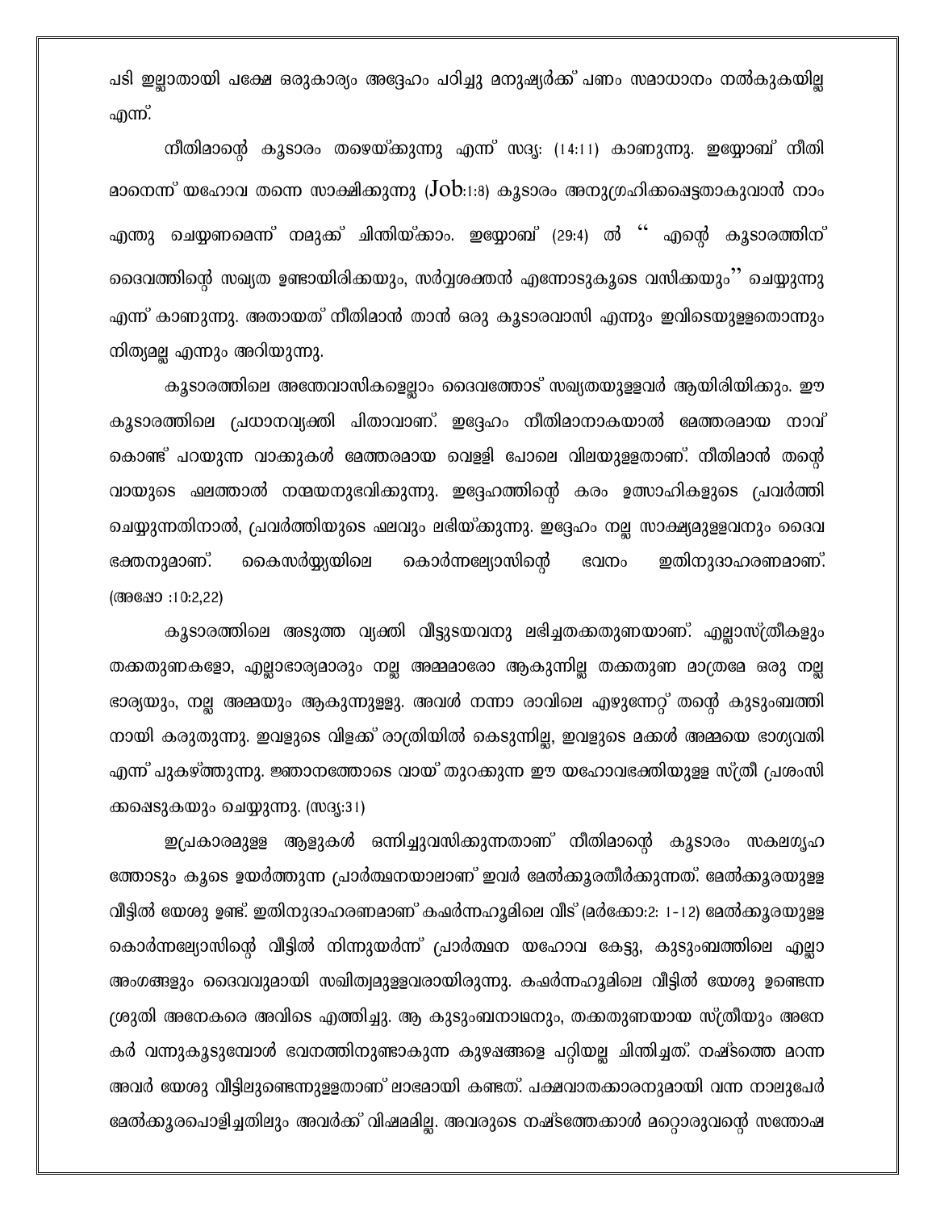പടി ഇല്ലാതായി പക്ഷേ ഒരുകാര്യം അദ്ദേഹം പഠിച്ചു മനുഷ്യർക്ക് പണം സമാധാനം നൽകുകയില്ല എന്ന്.

നീതിമാന്റെ കൂടാരം തഴെയ്ക്കുന്നു എന്ന് സദൃ: (14:11) കാണുന്നു. ഇയ്യോബ് നീതി മാനെന്ന് യഹോവ തന്നെ സാക്ഷിക്കുന്നു (Job:1:8) കൂടാരം അനുഗ്രഹിക്കപ്പെട്ടതാകുവാൻ നാം എന്തു ചെയ്യണമെന്ന് നമുക്ക് ചിന്തിയ്ക്കാം. ഇയ്യോബ് (29:4) ൽ " എന്റെ കൂടാരത്തിന് ദൈവത്തിന്റെ സഖ്യത ഉണ്ടായിരിക്കയും, സർവ്വശക്തൻ എന്നോടുകൂടെ വസിക്കയും" ചെയ്യുന്നു എന്ന് കാണുന്നു. അതായത് നീതിമാൻ താൻ ഒരു കൂടാരവാസി എന്നും ഇവിടെയുള്ളതൊന്നും നിത്യമല്ല എന്നും അറിയുന്നു.

കൂടാരത്തിലെ അന്തേവാസികളെല്ലാം ദൈവത്തോട് സഖ്യതയുള്ളവർ ആയിരിയിക്കും. ഈ കൂടാരത്തിലെ പ്രധാനവ്യക്തി പിതാവാണ്. ഇദ്ദേഹം നീതിമാനാകയാൽ മേത്തരമായ നാവ് കൊണ്ട് പറയുന്ന വാക്കുകൾ മേത്തരമായ വെള്ളി പോലെ വിലയുള്ളതാണ്. നീതിമാൻ തന്റെ വായുടെ ഫലത്താൽ നന്മയനുഭവിക്കുന്നു. ഇദ്ദേഹത്തിന്റെ കരം ഉത്സാഹികളുടെ പ്രവർത്തി ചെയ്യുന്നതിനാൽ, പ്രവർത്തിയുടെ ഫലവും ലഭിയ്ക്കുന്നു. ഇദ്ദേഹം നല്ല സാക്ഷ്യമുള്ളവനും ദൈവ ഭക്തനുമാണ്. കൈസര്യ്യയിലെ കൊർന്നല്യോസിന്റെ ഭവനം ഇതിനുദാഹരണമാണ്. (അഷോ :10:2,22)

കൂടാരത്തിലെ അടുത്ത വ്യക്തി വീട്ടുടയവനു ലഭിച്ചതക്കതുണയാണ്. എല്ലാസ്ത്രീകളും തക്കതുണകളോ, എല്ലാഭാര്യമാരും നല്ല അമ്മമാരോ ആകുന്നില്ല തക്കതുണ മാത്രമേ ഒരു നല്ല ഭാര്യയും, നല്ല അമ്മയും ആകുന്നുള്ളു. അവൾ നന്നാ രാവിലെ എഴുന്നേറ്റ് തന്റെ കുടുംബത്തി നായി കരുതുന്നു. ഇവളുടെ വിളക്ക് രാത്രിയിൽ കെടുന്നില്ല, ഇവളുടെ മക്കൾ അമ്മയെ ഭാഗ്യവതി എന്ന് പുകഴ്ത്തുന്നു. ജ്ഞാനത്തോടെ വായ് തുറക്കുന്ന ഈ യഹോവഭക്തിയുള്ള സ്ത്രീ പ്രശംസി ക്കപ്പെടുകയും ചെയ്യുന്നു. (സദൃ:31)

ഇപ്രകാരമുള്ള ആളുകൾ ഒന്നിച്ചുവസിക്കുന്നതാണ് നീതിമാന്റെ കൂടാരം സകലഗൃഹ ത്തോടും കൂടെ ഉയർത്തുന്ന പ്രാർത്ഥനയാലാണ് ഇവർ മേൽക്കൂരതീർക്കുന്നത്. മേൽക്കൂരയുള്ള വീട്ടിൽ യേശു ഉണ്ട്. ഇതിനുദാഹരണമാണ് കഫർന്നഹൂമിലെ വീട് (മർക്കോ:2: 1-12) മേൽക്കൂരയുള്ള കൊർന്നല്യോസിന്റെ വീട്ടിൽ നിന്നുയർന്ന് പ്രാർത്ഥന യഹോവ കേട്ടു, കുടുംബത്തിലെ എല്ലാ അംഗങ്ങളും ദൈവവുമായി സഖിത്വമുള്ളവരായിരുന്നു. കഫർന്നഹൂമിലെ വീട്ടിൽ യേശു ഉണ്ടെന്ന ശ്രുതി അനേകരെ അവിടെ എത്തിച്ചു. ആ കുടുംബനാഥനും, തക്കതുണയായ സ്ത്രീയും അനേ കർ വന്നുകൂടുമ്പോൾ ഭവനത്തിനുണ്ടാകുന്ന കുഴപ്പങ്ങളെ പറ്റിയല്ല ചിന്തിച്ചത്. നഷ്ടത്തെ മറന്ന അവർ യേശു വീട്ടിലുണ്ടെന്നുള്ളതാണ് ലാഭമായി കണ്ടത്. പക്ഷവാതക്കാരനുമായി വന്ന നാലുപേർ മേൽക്കൂരപൊളിച്ചതിലും അവർക്ക് വിഷമമില്ല. അവരുടെ നഷ്ടത്തേക്കാൾ മറ്റൊരുവന്റെ സന്തോഷ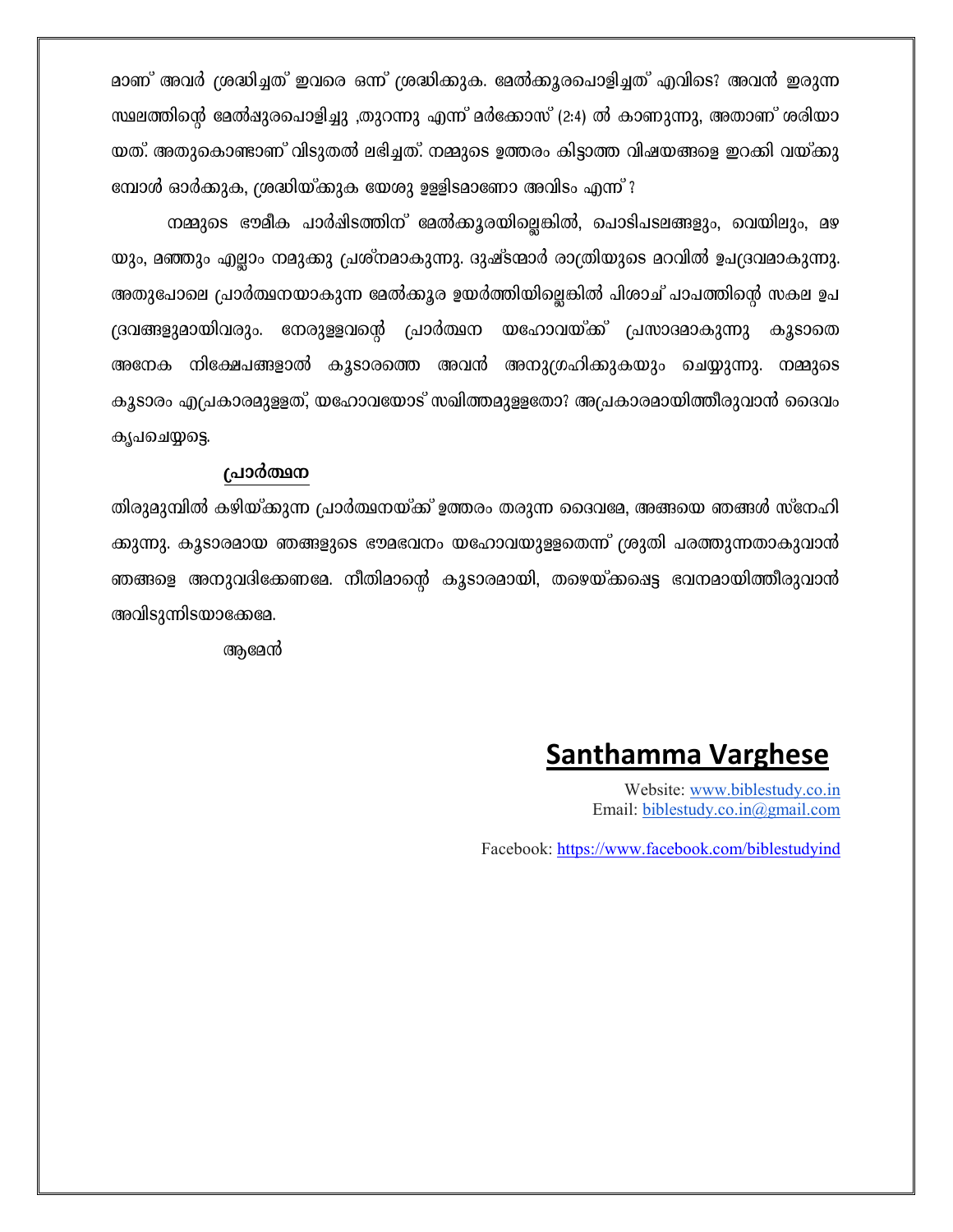മാണ് അവർ ശ്രദ്ധിച്ചത് ഇവരെ ഒന്ന് ശ്രദ്ധിക്കുക. മേൽക്കൂരപൊളിച്ചത് എവിടെ? അവൻ ഇരുന്ന സ്ഥലത്തിന്റെ മേൽപ്പുരപൊളിച്ചു ,തുറന്നു എന്ന് മർക്കോസ് (2:4) ൽ കാണുന്നു, അതാണ് ശരിയായത്. അതുകൊണ്ടാണ് വിടുതൽ ലഭിച്ചത്. നമ്മുടെ ഉത്തരം കിട്ടാത്ത വിഷയങ്ങളെ ഇറക്കി വയ്ക്കുമ്പോൾ ഓർക്കുക, ശ്രദ്ധിയ്ക്കുക യേശു ഉള്ളിടമാണോ അവിടം എന്ന് ?

നമ്മുടെ ഭൗമീക പാർപ്പിടത്തിന് മേൽക്കൂരയില്ലെങ്കിൽ, പൊടിപടലങ്ങളും, വെയിലും, മഴയും, മഞ്ഞും എല്ലാം നമുക്കു പ്രശ്നമാകുന്നു. ദുഷ്ടന്മാർ രാത്രിയുടെ മറവിൽ ഉപദ്രവമാകുന്നു. അതുപോലെ പ്രാർത്ഥനയാകുന്ന മേൽക്കൂര ഉയർത്തിയില്ലെങ്കിൽ പിശാച് പാപത്തിന്റെ സകല ഉപദ്രവങ്ങളുമായിവരും. നേരുള്ളവന്റെ പ്രാർത്ഥന യഹോവയ്ക്ക് പ്രസാദമാകുന്നു കൂടാതെ അനേക നിക്ഷേപങ്ങളാൽ കൂടാരത്തെ അവൻ അനുഗ്രഹിക്കുകയും ചെയ്യുന്നു. നമ്മുടെ കൂടാരം എപ്രകാരമുള്ളത്, യഹോവയോട് സഖിത്തമുള്ളതോ? അപ്രകാരമായിത്തീരുവാൻ ദൈവം കൃപചെയ്യട്ടെ.

**പ്രാർത്ഥന**

തിരുമുമ്പിൽ കഴിയ്ക്കുന്ന പ്രാർത്ഥനയ്ക്ക് ഉത്തരം തരുന്ന ദൈവമേ, അങ്ങയെ ഞങ്ങൾ സ്നേഹിക്കുന്നു. കൂടാരമായ ഞങ്ങളുടെ ഭൗമഭവനം യഹോവയുള്ളതെന്ന് ശ്രുതി പരത്തുന്നതാകുവാൻ ഞങ്ങളെ അനുവദിക്കേണമേ. നീതിമാന്റെ കൂടാരമായി, തഴെയ്ക്കപ്പെട്ട ഭവനമായിത്തീരുവാൻ അവിടുന്നിടയാക്കേമേ.

ആമേൻ

## Santhamma Varghese

Website: www.biblestudy.co.in
Email: biblestudy.co.in@gmail.com

Facebook: https://www.facebook.com/biblestudyind